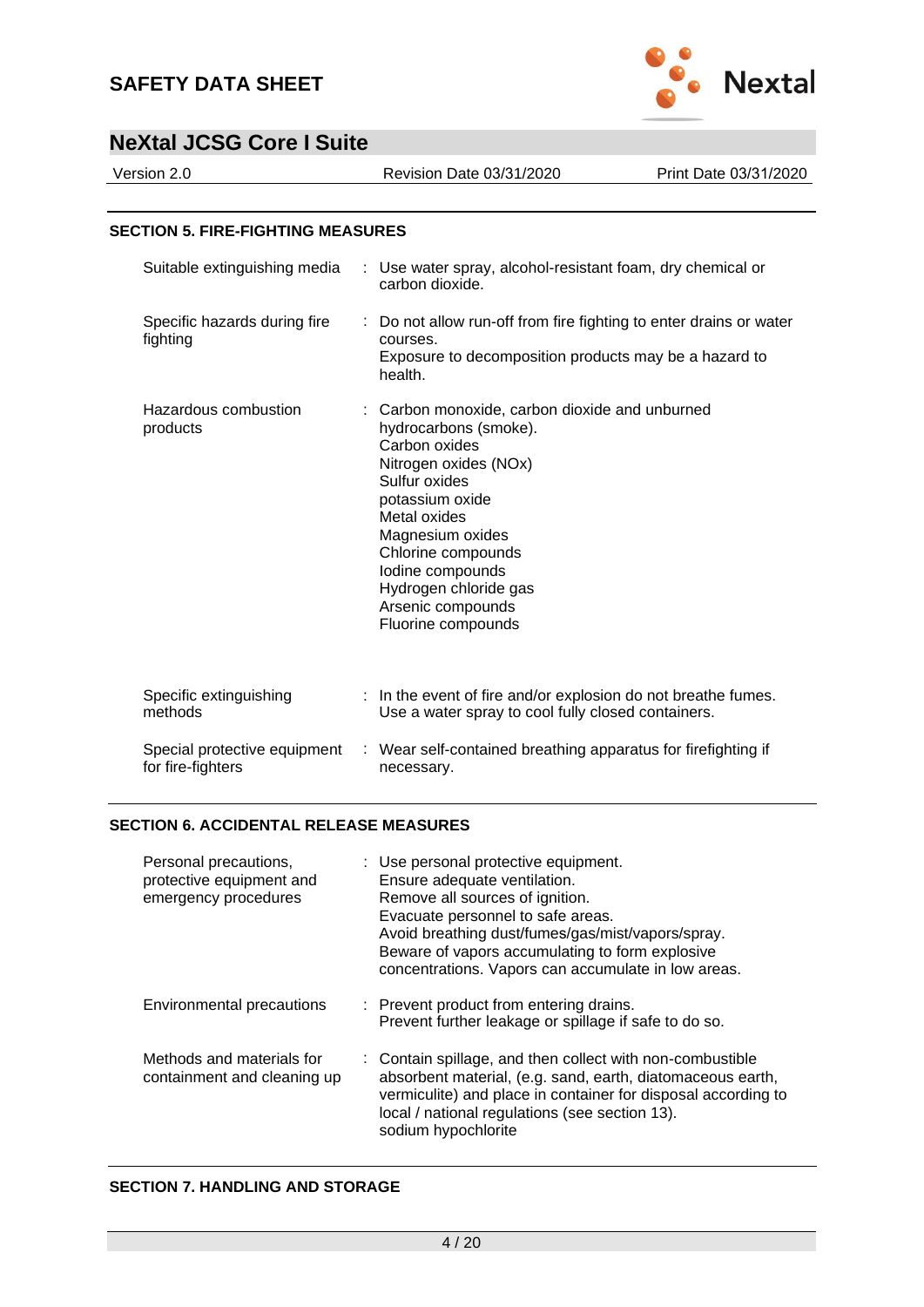## SECTION 5. FIRE-FIGHTING MEASURES

| | |
|---|---|
| Suitable extinguishing media | : Use water spray, alcohol-resistant foam, dry chemical or carbon dioxide. |
| Specific hazards during fire fighting | : Do not allow run-off from fire fighting to enter drains or water courses.<br>Exposure to decomposition products may be a hazard to health. |
| Hazardous combustion products | : Carbon monoxide, carbon dioxide and unburned hydrocarbons (smoke).<br>Carbon oxides<br>Nitrogen oxides (NOx)<br>Sulfur oxides<br>potassium oxide<br>Metal oxides<br>Magnesium oxides<br>Chlorine compounds<br>Iodine compounds<br>Hydrogen chloride gas<br>Arsenic compounds<br>Fluorine compounds |
| Specific extinguishing methods | : In the event of fire and/or explosion do not breathe fumes.<br>Use a water spray to cool fully closed containers. |
| Special protective equipment for fire-fighters | : Wear self-contained breathing apparatus for firefighting if necessary. |

## SECTION 6. ACCIDENTAL RELEASE MEASURES

| | |
|---|---|
| Personal precautions, protective equipment and emergency procedures | : Use personal protective equipment.<br>Ensure adequate ventilation.<br>Remove all sources of ignition.<br>Evacuate personnel to safe areas.<br>Avoid breathing dust/fumes/gas/mist/vapors/spray.<br>Beware of vapors accumulating to form explosive concentrations. Vapors can accumulate in low areas. |
| Environmental precautions | : Prevent product from entering drains.<br>Prevent further leakage or spillage if safe to do so. |
| Methods and materials for containment and cleaning up | : Contain spillage, and then collect with non-combustible absorbent material, (e.g. sand, earth, diatomaceous earth, vermiculite) and place in container for disposal according to local / national regulations (see section 13).<br>sodium hypochlorite |

## SECTION 7. HANDLING AND STORAGE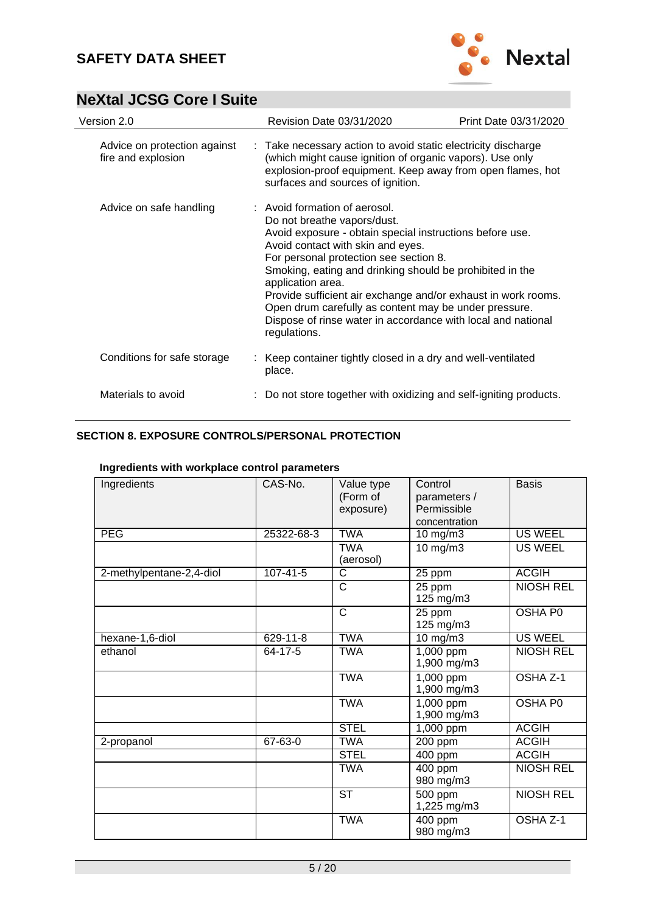| | |
|---|---|
| Advice on protection against fire and explosion | : Take necessary action to avoid static electricity discharge (which might cause ignition of organic vapors). Use only explosion-proof equipment. Keep away from open flames, hot surfaces and sources of ignition. |
| Advice on safe handling | : Avoid formation of aerosol.<br>Do not breathe vapors/dust.<br>Avoid exposure - obtain special instructions before use.<br>Avoid contact with skin and eyes.<br>For personal protection see section 8.<br>Smoking, eating and drinking should be prohibited in the application area.<br>Provide sufficient air exchange and/or exhaust in work rooms.<br>Open drum carefully as content may be under pressure.<br>Dispose of rinse water in accordance with local and national regulations. |
| Conditions for safe storage | : Keep container tightly closed in a dry and well-ventilated place. |
| Materials to avoid | : Do not store together with oxidizing and self-igniting products. |

## SECTION 8. EXPOSURE CONTROLS/PERSONAL PROTECTION

**Ingredients with workplace control parameters**

| Ingredients | CAS-No. | Value type (Form of exposure) | Control parameters / Permissible concentration | Basis |
|---|---|---|---|---|
| PEG | 25322-68-3 | TWA | 10 mg/m3 | US WEEL |
| | | TWA (aerosol) | 10 mg/m3 | US WEEL |
| 2-methylpentane-2,4-diol | 107-41-5 | C | 25 ppm | ACGIH |
| | | C | 25 ppm<br>125 mg/m3 | NIOSH REL |
| | | C | 25 ppm<br>125 mg/m3 | OSHA P0 |
| hexane-1,6-diol | 629-11-8 | TWA | 10 mg/m3 | US WEEL |
| ethanol | 64-17-5 | TWA | 1,000 ppm<br>1,900 mg/m3 | NIOSH REL |
| | | TWA | 1,000 ppm<br>1,900 mg/m3 | OSHA Z-1 |
| | | TWA | 1,000 ppm<br>1,900 mg/m3 | OSHA P0 |
| | | STEL | 1,000 ppm | ACGIH |
| 2-propanol | 67-63-0 | TWA | 200 ppm | ACGIH |
| | | STEL | 400 ppm | ACGIH |
| | | TWA | 400 ppm<br>980 mg/m3 | NIOSH REL |
| | | ST | 500 ppm<br>1,225 mg/m3 | NIOSH REL |
| | | TWA | 400 ppm<br>980 mg/m3 | OSHA Z-1 |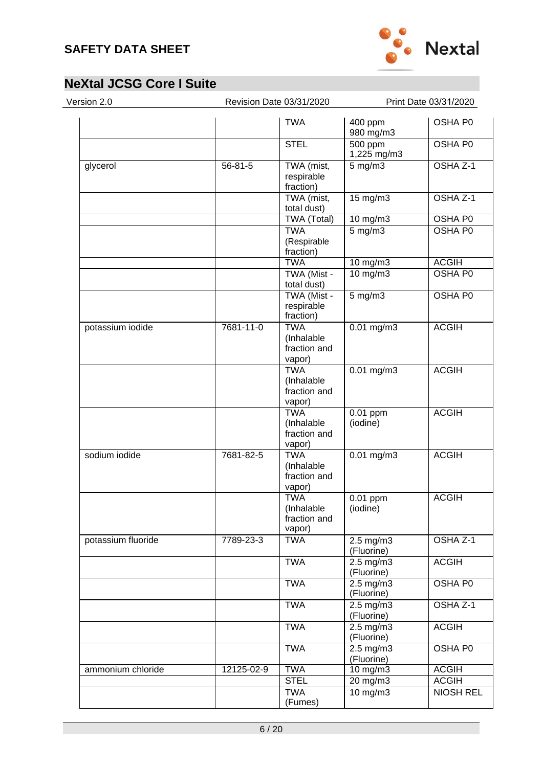| | | TWA | 400 ppm<br>980 mg/m3 | OSHA P0 |
|---|---|---|---|---|
| | | STEL | 500 ppm<br>1,225 mg/m3 | OSHA P0 |
| glycerol | 56-81-5 | TWA (mist, respirable fraction) | 5 mg/m3 | OSHA Z-1 |
| | | TWA (mist, total dust) | 15 mg/m3 | OSHA Z-1 |
| | | TWA (Total) | 10 mg/m3 | OSHA P0 |
| | | TWA (Respirable fraction) | 5 mg/m3 | OSHA P0 |
| | | TWA | 10 mg/m3 | ACGIH |
| | | TWA (Mist - total dust) | 10 mg/m3 | OSHA P0 |
| | | TWA (Mist - respirable fraction) | 5 mg/m3 | OSHA P0 |
| potassium iodide | 7681-11-0 | TWA (Inhalable fraction and vapor) | 0.01 mg/m3 | ACGIH |
| | | TWA (Inhalable fraction and vapor) | 0.01 mg/m3 | ACGIH |
| | | TWA (Inhalable fraction and vapor) | 0.01 ppm<br>(iodine) | ACGIH |
| sodium iodide | 7681-82-5 | TWA (Inhalable fraction and vapor) | 0.01 mg/m3 | ACGIH |
| | | TWA (Inhalable fraction and vapor) | 0.01 ppm<br>(iodine) | ACGIH |
| potassium fluoride | 7789-23-3 | TWA | 2.5 mg/m3<br>(Fluorine) | OSHA Z-1 |
| | | TWA | 2.5 mg/m3<br>(Fluorine) | ACGIH |
| | | TWA | 2.5 mg/m3<br>(Fluorine) | OSHA P0 |
| | | TWA | 2.5 mg/m3<br>(Fluorine) | OSHA Z-1 |
| | | TWA | 2.5 mg/m3<br>(Fluorine) | ACGIH |
| | | TWA | 2.5 mg/m3<br>(Fluorine) | OSHA P0 |
| ammonium chloride | 12125-02-9 | TWA | 10 mg/m3 | ACGIH |
| | | STEL | 20 mg/m3 | ACGIH |
| | | TWA (Fumes) | 10 mg/m3 | NIOSH REL |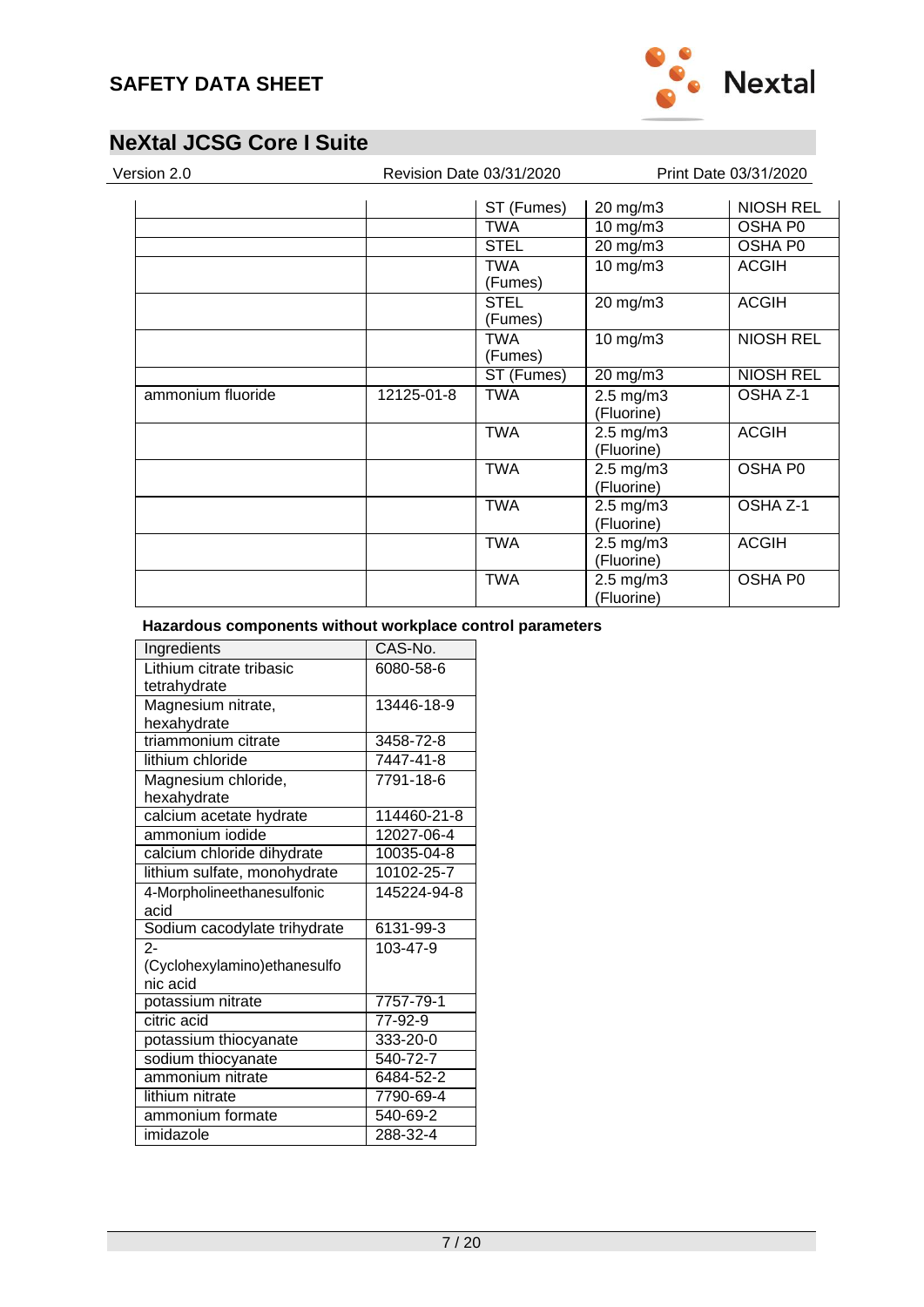| | | | | |
|---|---|---|---|---|
| | | ST (Fumes) | 20 mg/m3 | NIOSH REL |
| | | TWA | 10 mg/m3 | OSHA P0 |
| | | STEL | 20 mg/m3 | OSHA P0 |
| | | TWA (Fumes) | 10 mg/m3 | ACGIH |
| | | STEL (Fumes) | 20 mg/m3 | ACGIH |
| | | TWA (Fumes) | 10 mg/m3 | NIOSH REL |
| | | ST (Fumes) | 20 mg/m3 | NIOSH REL |
| ammonium fluoride | 12125-01-8 | TWA | 2.5 mg/m3 (Fluorine) | OSHA Z-1 |
| | | TWA | 2.5 mg/m3 (Fluorine) | ACGIH |
| | | TWA | 2.5 mg/m3 (Fluorine) | OSHA P0 |
| | | TWA | 2.5 mg/m3 (Fluorine) | OSHA Z-1 |
| | | TWA | 2.5 mg/m3 (Fluorine) | ACGIH |
| | | TWA | 2.5 mg/m3 (Fluorine) | OSHA P0 |

**Hazardous components without workplace control parameters**

| Ingredients | CAS-No. |
|---|---|
| Lithium citrate tribasic tetrahydrate | 6080-58-6 |
| Magnesium nitrate, hexahydrate | 13446-18-9 |
| triammonium citrate | 3458-72-8 |
| lithium chloride | 7447-41-8 |
| Magnesium chloride, hexahydrate | 7791-18-6 |
| calcium acetate hydrate | 114460-21-8 |
| ammonium iodide | 12027-06-4 |
| calcium chloride dihydrate | 10035-04-8 |
| lithium sulfate, monohydrate | 10102-25-7 |
| 4-Morpholineethanesulfonic acid | 145224-94-8 |
| Sodium cacodylate trihydrate | 6131-99-3 |
| 2-(Cyclohexylamino)ethanesulfonic acid | 103-47-9 |
| potassium nitrate | 7757-79-1 |
| citric acid | 77-92-9 |
| potassium thiocyanate | 333-20-0 |
| sodium thiocyanate | 540-72-7 |
| ammonium nitrate | 6484-52-2 |
| lithium nitrate | 7790-69-4 |
| ammonium formate | 540-69-2 |
| imidazole | 288-32-4 |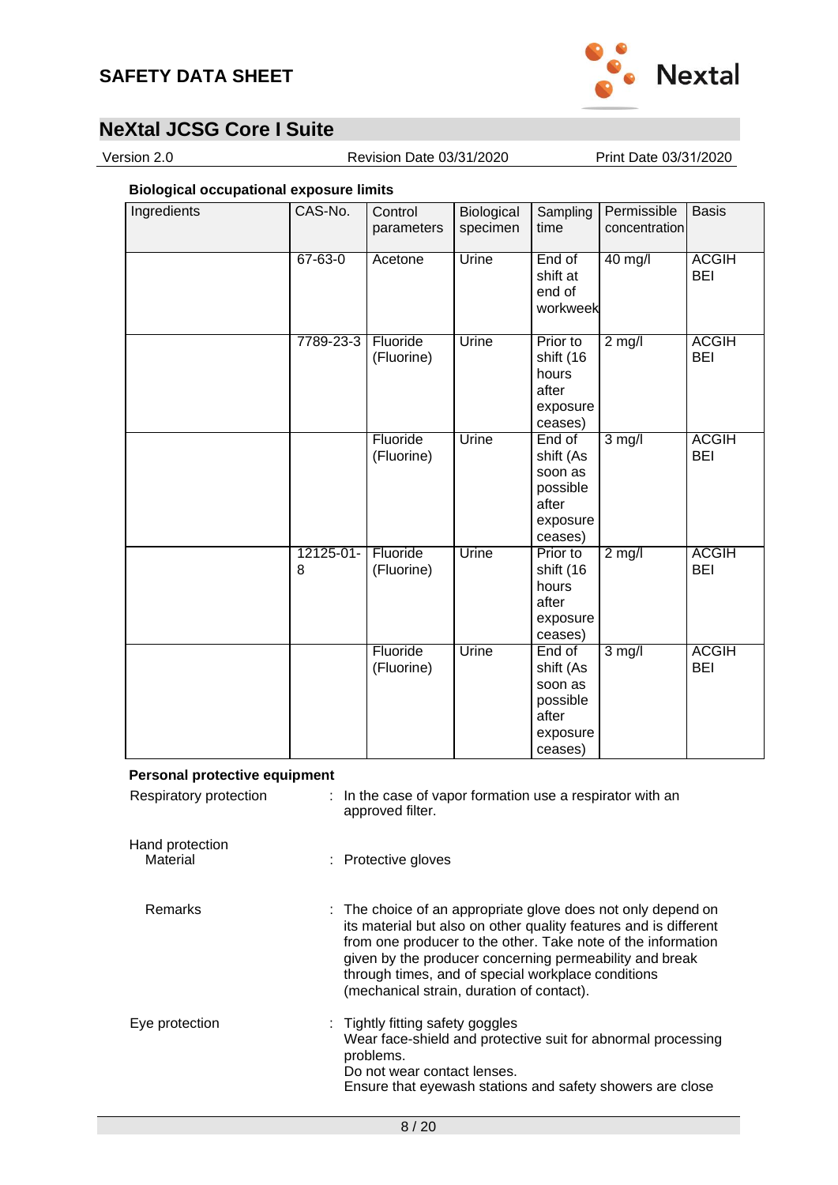**Biological occupational exposure limits**

| Ingredients | CAS-No. | Control parameters | Biological specimen | Sampling time | Permissible concentration | Basis |
|---|---|---|---|---|---|---|
| | 67-63-0 | Acetone | Urine | End of shift at end of workweek | 40 mg/l | ACGIH BEI |
| | 7789-23-3 | Fluoride (Fluorine) | Urine | Prior to shift (16 hours after exposure ceases) | 2 mg/l | ACGIH BEI |
| | | Fluoride (Fluorine) | Urine | End of shift (As soon as possible after exposure ceases) | 3 mg/l | ACGIH BEI |
| | 12125-01-8 | Fluoride (Fluorine) | Urine | Prior to shift (16 hours after exposure ceases) | 2 mg/l | ACGIH BEI |
| | | Fluoride (Fluorine) | Urine | End of shift (As soon as possible after exposure ceases) | 3 mg/l | ACGIH BEI |

**Personal protective equipment**

Respiratory protection : In the case of vapor formation use a respirator with an approved filter.

Hand protection

Material : Protective gloves

Remarks : The choice of an appropriate glove does not only depend on its material but also on other quality features and is different from one producer to the other. Take note of the information given by the producer concerning permeability and break through times, and of special workplace conditions (mechanical strain, duration of contact).

Eye protection : Tightly fitting safety goggles
Wear face-shield and protective suit for abnormal processing problems.
Do not wear contact lenses.
Ensure that eyewash stations and safety showers are close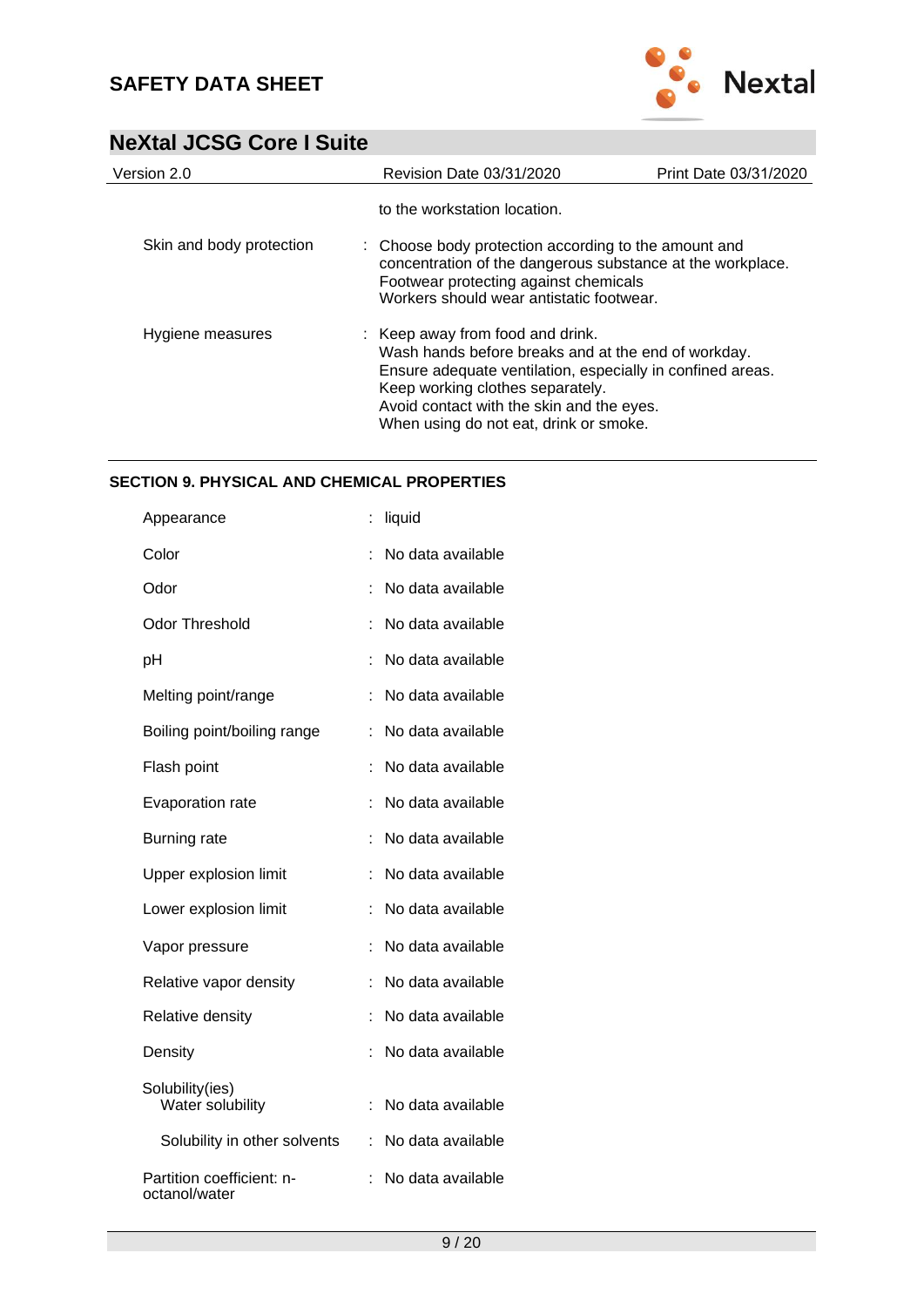to the workstation location.

| | | |
|---|---|---|
| Skin and body protection | : | Choose body protection according to the amount and concentration of the dangerous substance at the workplace. Footwear protecting against chemicals Workers should wear antistatic footwear. |
| Hygiene measures | : | Keep away from food and drink. Wash hands before breaks and at the end of workday. Ensure adequate ventilation, especially in confined areas. Keep working clothes separately. Avoid contact with the skin and the eyes. When using do not eat, drink or smoke. |

## SECTION 9. PHYSICAL AND CHEMICAL PROPERTIES

| | | |
|---|---|---|
| Appearance | : | liquid |
| Color | : | No data available |
| Odor | : | No data available |
| Odor Threshold | : | No data available |
| pH | : | No data available |
| Melting point/range | : | No data available |
| Boiling point/boiling range | : | No data available |
| Flash point | : | No data available |
| Evaporation rate | : | No data available |
| Burning rate | : | No data available |
| Upper explosion limit | : | No data available |
| Lower explosion limit | : | No data available |
| Vapor pressure | : | No data available |
| Relative vapor density | : | No data available |
| Relative density | : | No data available |
| Density | : | No data available |
| Solubility(ies) | | |
| Water solubility | : | No data available |
| Solubility in other solvents | : | No data available |
| Partition coefficient: n-octanol/water | : | No data available |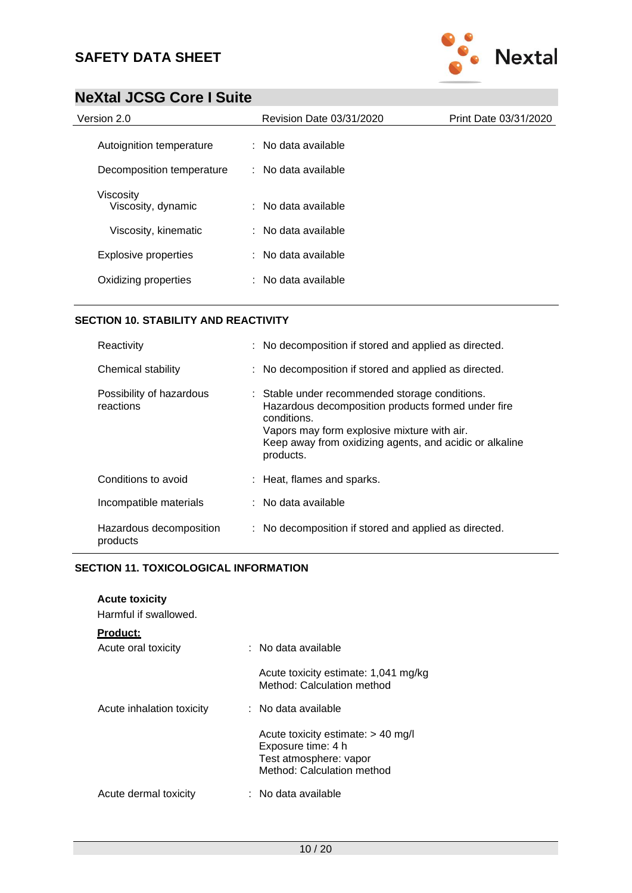| | |
|---|---|
| Autoignition temperature | : No data available |
| Decomposition temperature | : No data available |
| Viscosity | |
| Viscosity, dynamic | : No data available |
| Viscosity, kinematic | : No data available |
| Explosive properties | : No data available |
| Oxidizing properties | : No data available |

## SECTION 10. STABILITY AND REACTIVITY

| | |
|---|---|
| Reactivity | : No decomposition if stored and applied as directed. |
| Chemical stability | : No decomposition if stored and applied as directed. |
| Possibility of hazardous reactions | : Stable under recommended storage conditions. Hazardous decomposition products formed under fire conditions. Vapors may form explosive mixture with air. Keep away from oxidizing agents, and acidic or alkaline products. |
| Conditions to avoid | : Heat, flames and sparks. |
| Incompatible materials | : No data available |
| Hazardous decomposition products | : No decomposition if stored and applied as directed. |

## SECTION 11. TOXICOLOGICAL INFORMATION

**Acute toxicity**

Harmful if swallowed.

**Product:**

| | |
|---|---|
| Acute oral toxicity | : No data available<br><br>Acute toxicity estimate: 1,041 mg/kg<br>Method: Calculation method |
| Acute inhalation toxicity | : No data available<br><br>Acute toxicity estimate: > 40 mg/l<br>Exposure time: 4 h<br>Test atmosphere: vapor<br>Method: Calculation method |
| Acute dermal toxicity | : No data available |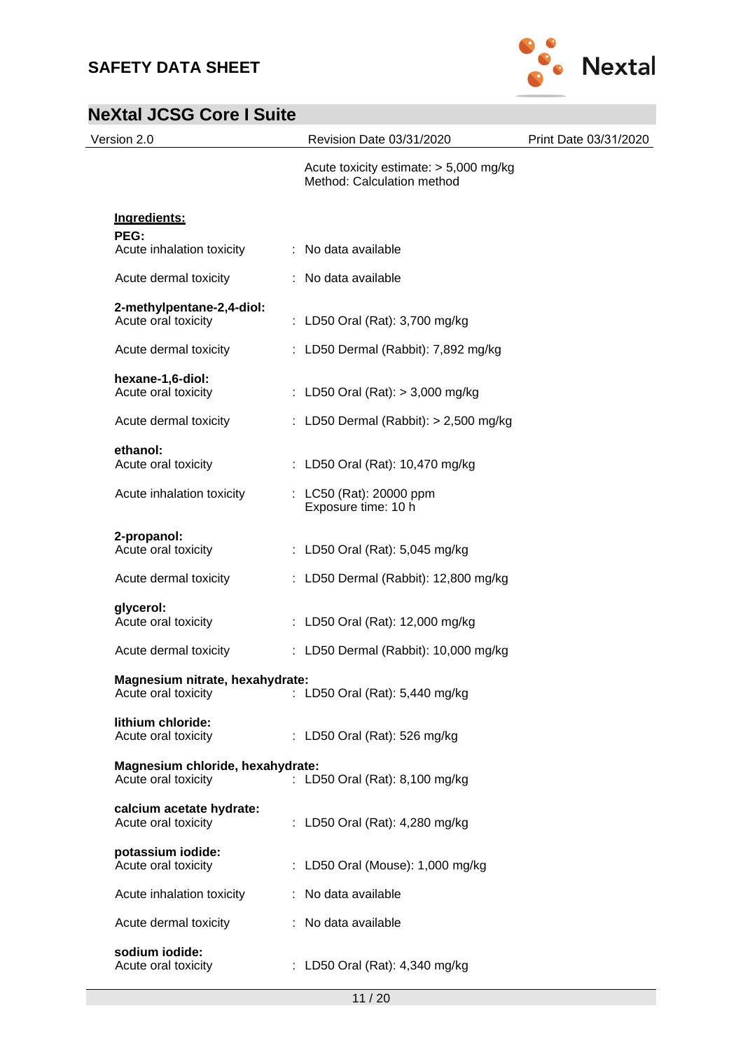Acute toxicity estimate: > 5,000 mg/kg
Method: Calculation method

**Ingredients:**

**PEG:**

Acute inhalation toxicity : No data available

Acute dermal toxicity : No data available

**2-methylpentane-2,4-diol:**

Acute oral toxicity : LD50 Oral (Rat): 3,700 mg/kg

Acute dermal toxicity : LD50 Dermal (Rabbit): 7,892 mg/kg

**hexane-1,6-diol:**

Acute oral toxicity : LD50 Oral (Rat): > 3,000 mg/kg

Acute dermal toxicity : LD50 Dermal (Rabbit): > 2,500 mg/kg

**ethanol:**

Acute oral toxicity : LD50 Oral (Rat): 10,470 mg/kg

Acute inhalation toxicity : LC50 (Rat): 20000 ppm
Exposure time: 10 h

**2-propanol:**

Acute oral toxicity : LD50 Oral (Rat): 5,045 mg/kg

Acute dermal toxicity : LD50 Dermal (Rabbit): 12,800 mg/kg

**glycerol:**

Acute oral toxicity : LD50 Oral (Rat): 12,000 mg/kg

Acute dermal toxicity : LD50 Dermal (Rabbit): 10,000 mg/kg

**Magnesium nitrate, hexahydrate:**

Acute oral toxicity : LD50 Oral (Rat): 5,440 mg/kg

**lithium chloride:**

Acute oral toxicity : LD50 Oral (Rat): 526 mg/kg

**Magnesium chloride, hexahydrate:**

Acute oral toxicity : LD50 Oral (Rat): 8,100 mg/kg

**calcium acetate hydrate:**

Acute oral toxicity : LD50 Oral (Rat): 4,280 mg/kg

**potassium iodide:**

Acute oral toxicity : LD50 Oral (Mouse): 1,000 mg/kg

Acute inhalation toxicity : No data available

Acute dermal toxicity : No data available

**sodium iodide:**

Acute oral toxicity : LD50 Oral (Rat): 4,340 mg/kg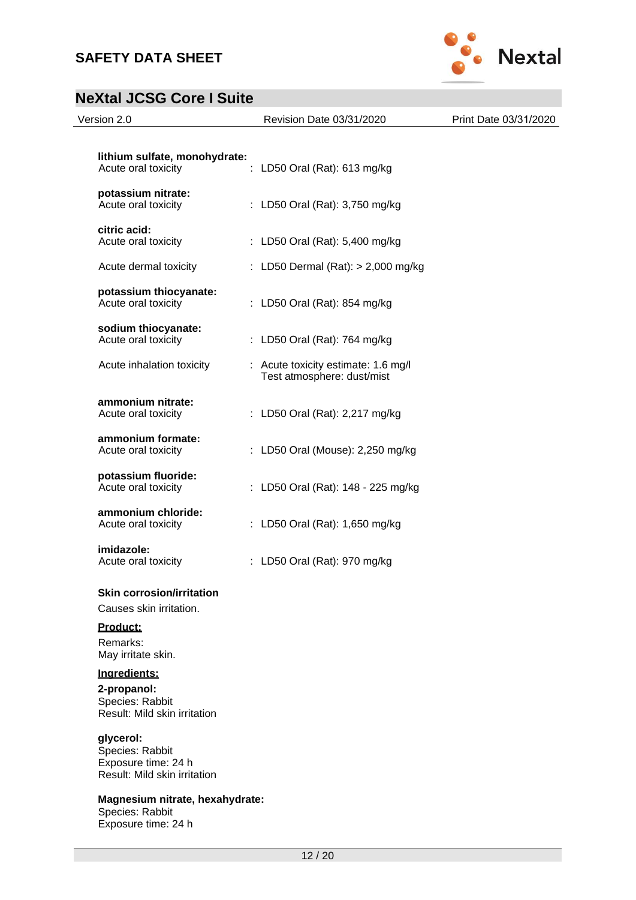**lithium sulfate, monohydrate:**

Acute oral toxicity : LD50 Oral (Rat): 613 mg/kg

**potassium nitrate:**

Acute oral toxicity : LD50 Oral (Rat): 3,750 mg/kg

**citric acid:**

Acute oral toxicity : LD50 Oral (Rat): 5,400 mg/kg

Acute dermal toxicity : LD50 Dermal (Rat): > 2,000 mg/kg

**potassium thiocyanate:**

Acute oral toxicity : LD50 Oral (Rat): 854 mg/kg

**sodium thiocyanate:**

Acute oral toxicity : LD50 Oral (Rat): 764 mg/kg

Acute inhalation toxicity : Acute toxicity estimate: 1.6 mg/l
Test atmosphere: dust/mist

**ammonium nitrate:**

Acute oral toxicity : LD50 Oral (Rat): 2,217 mg/kg

**ammonium formate:**

Acute oral toxicity : LD50 Oral (Mouse): 2,250 mg/kg

**potassium fluoride:**

Acute oral toxicity : LD50 Oral (Rat): 148 - 225 mg/kg

**ammonium chloride:**

Acute oral toxicity : LD50 Oral (Rat): 1,650 mg/kg

**imidazole:**

Acute oral toxicity : LD50 Oral (Rat): 970 mg/kg

**Skin corrosion/irritation**

Causes skin irritation.

**Product:**

Remarks:
May irritate skin.

**Ingredients:**

**2-propanol:**
Species: Rabbit
Result: Mild skin irritation

**glycerol:**
Species: Rabbit
Exposure time: 24 h
Result: Mild skin irritation

**Magnesium nitrate, hexahydrate:**
Species: Rabbit
Exposure time: 24 h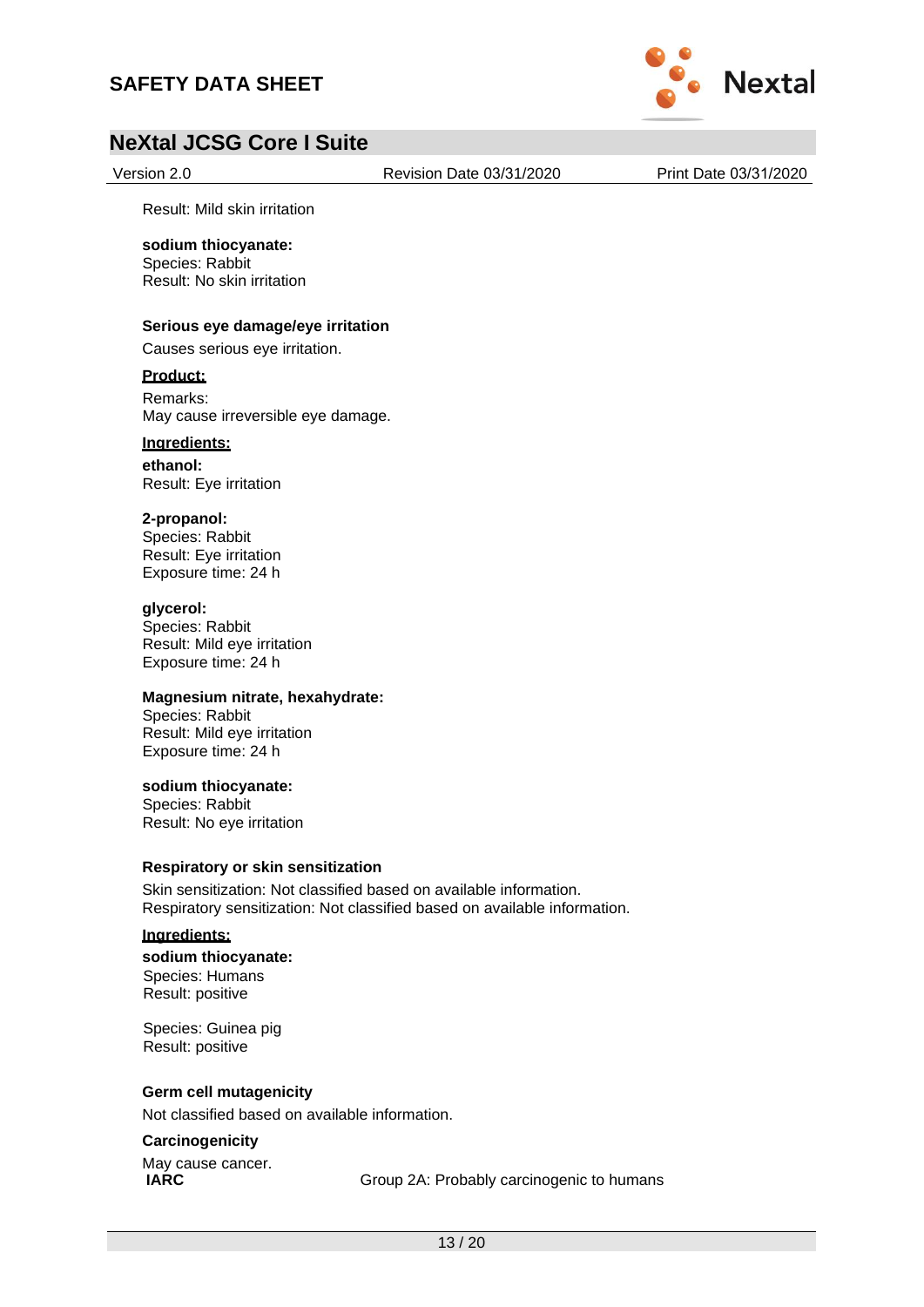Result: Mild skin irritation

**sodium thiocyanate:**
Species: Rabbit
Result: No skin irritation

**Serious eye damage/eye irritation**

Causes serious eye irritation.

**Product:**

Remarks:
May cause irreversible eye damage.

**Ingredients:**

**ethanol:**
Result: Eye irritation

**2-propanol:**
Species: Rabbit
Result: Eye irritation
Exposure time: 24 h

**glycerol:**
Species: Rabbit
Result: Mild eye irritation
Exposure time: 24 h

**Magnesium nitrate, hexahydrate:**
Species: Rabbit
Result: Mild eye irritation
Exposure time: 24 h

**sodium thiocyanate:**
Species: Rabbit
Result: No eye irritation

**Respiratory or skin sensitization**

Skin sensitization: Not classified based on available information.
Respiratory sensitization: Not classified based on available information.

**Ingredients:**

**sodium thiocyanate:**
Species: Humans
Result: positive

Species: Guinea pig
Result: positive

**Germ cell mutagenicity**

Not classified based on available information.

**Carcinogenicity**

May cause cancer.

| | |
|---|---|
| **IARC** | Group 2A: Probably carcinogenic to humans |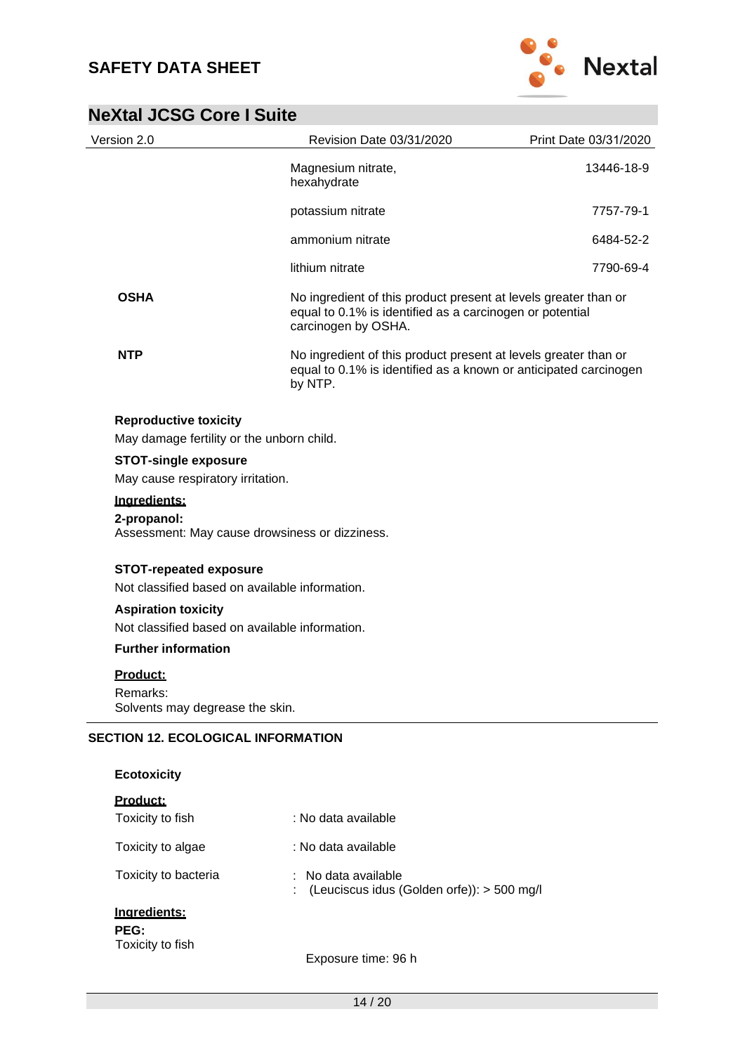| | | |
|---|---|---|
| | Magnesium nitrate, hexahydrate | 13446-18-9 |
| | potassium nitrate | 7757-79-1 |
| | ammonium nitrate | 6484-52-2 |
| | lithium nitrate | 7790-69-4 |
| **OSHA** | No ingredient of this product present at levels greater than or equal to 0.1% is identified as a carcinogen or potential carcinogen by OSHA. | |
| **NTP** | No ingredient of this product present at levels greater than or equal to 0.1% is identified as a known or anticipated carcinogen by NTP. | |

**Reproductive toxicity**

May damage fertility or the unborn child.

**STOT-single exposure**

May cause respiratory irritation.

**Ingredients:**

**2-propanol:**

Assessment: May cause drowsiness or dizziness.

**STOT-repeated exposure**

Not classified based on available information.

**Aspiration toxicity**

Not classified based on available information.

**Further information**

**Product:**

Remarks:
Solvents may degrease the skin.

## SECTION 12. ECOLOGICAL INFORMATION

**Ecotoxicity**

**Product:**

| | |
|---|---|
| Toxicity to fish | : No data available |
| Toxicity to algae | : No data available |
| Toxicity to bacteria | : No data available |

**Ingredients:**

**PEG:**

| | |
|---|---|
| Toxicity to fish | : (Leuciscus idus (Golden orfe)): > 500 mg/l |
| | Exposure time: 96 h |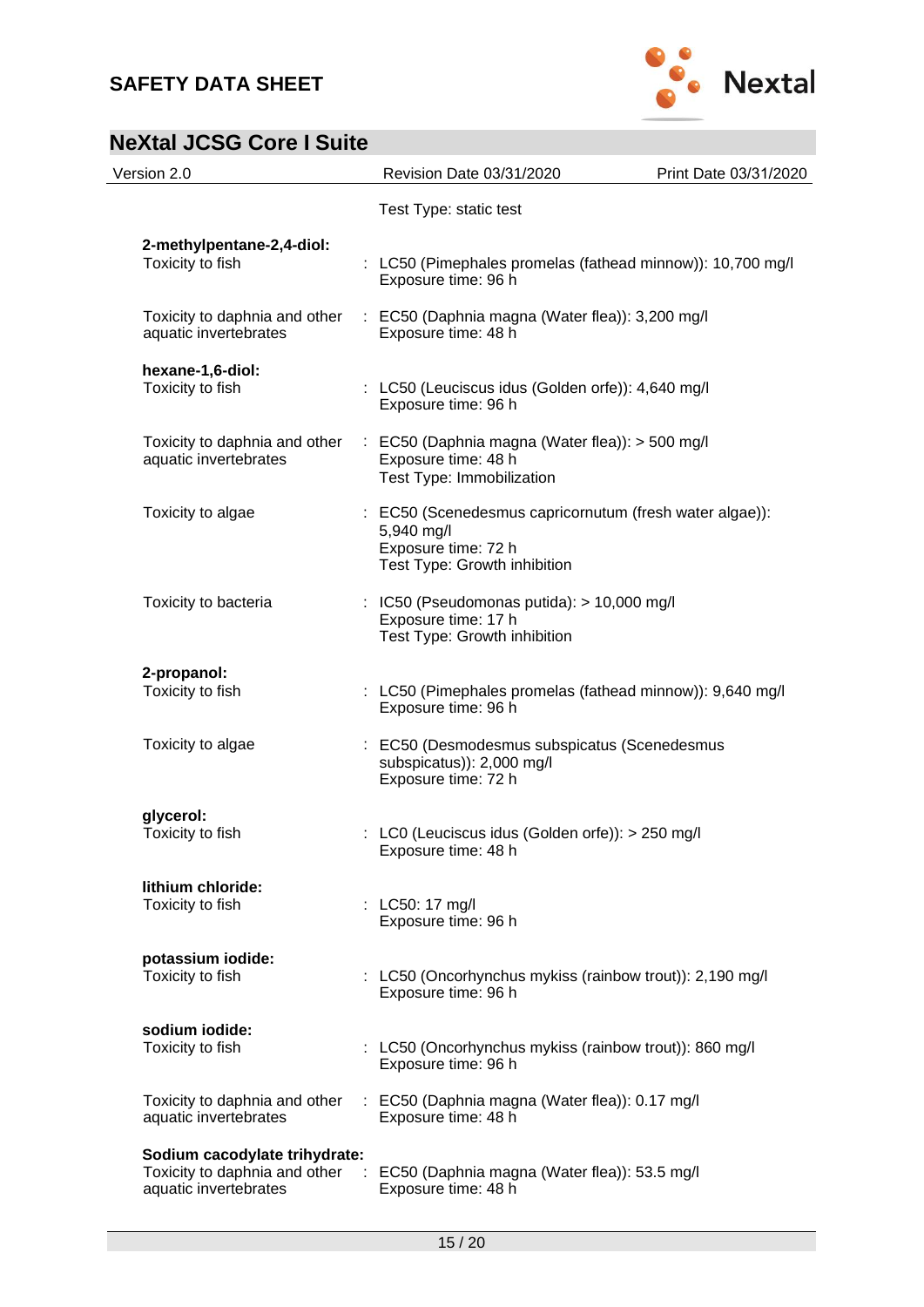Test Type: static test

**2-methylpentane-2,4-diol:**

Toxicity to fish : LC50 (Pimephales promelas (fathead minnow)): 10,700 mg/l
Exposure time: 96 h

Toxicity to daphnia and other aquatic invertebrates : EC50 (Daphnia magna (Water flea)): 3,200 mg/l
Exposure time: 48 h

**hexane-1,6-diol:**

Toxicity to fish : LC50 (Leuciscus idus (Golden orfe)): 4,640 mg/l
Exposure time: 96 h

Toxicity to daphnia and other aquatic invertebrates : EC50 (Daphnia magna (Water flea)): > 500 mg/l
Exposure time: 48 h
Test Type: Immobilization

Toxicity to algae : EC50 (Scenedesmus capricornutum (fresh water algae)): 5,940 mg/l
Exposure time: 72 h
Test Type: Growth inhibition

Toxicity to bacteria : IC50 (Pseudomonas putida): > 10,000 mg/l
Exposure time: 17 h
Test Type: Growth inhibition

**2-propanol:**

Toxicity to fish : LC50 (Pimephales promelas (fathead minnow)): 9,640 mg/l
Exposure time: 96 h

Toxicity to algae : EC50 (Desmodesmus subspicatus (Scenedesmus subspicatus)): 2,000 mg/l
Exposure time: 72 h

**glycerol:**

Toxicity to fish : LC0 (Leuciscus idus (Golden orfe)): > 250 mg/l
Exposure time: 48 h

**lithium chloride:**

Toxicity to fish : LC50: 17 mg/l
Exposure time: 96 h

**potassium iodide:**

Toxicity to fish : LC50 (Oncorhynchus mykiss (rainbow trout)): 2,190 mg/l
Exposure time: 96 h

**sodium iodide:**

Toxicity to fish : LC50 (Oncorhynchus mykiss (rainbow trout)): 860 mg/l
Exposure time: 96 h

Toxicity to daphnia and other aquatic invertebrates : EC50 (Daphnia magna (Water flea)): 0.17 mg/l
Exposure time: 48 h

**Sodium cacodylate trihydrate:**

Toxicity to daphnia and other aquatic invertebrates : EC50 (Daphnia magna (Water flea)): 53.5 mg/l
Exposure time: 48 h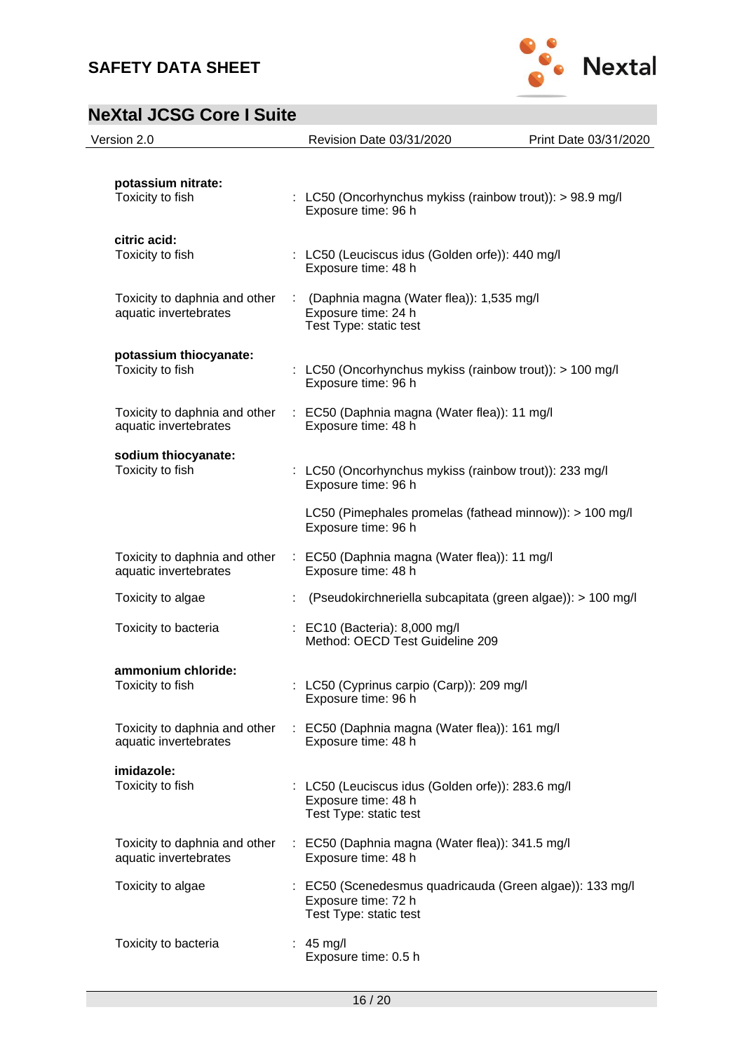**potassium nitrate:**

| | |
|---|---|
| Toxicity to fish | : LC50 (Oncorhynchus mykiss (rainbow trout)): > 98.9 mg/l<br>Exposure time: 96 h |

**citric acid:**

| | |
|---|---|
| Toxicity to fish | : LC50 (Leuciscus idus (Golden orfe)): 440 mg/l<br>Exposure time: 48 h |
| Toxicity to daphnia and other aquatic invertebrates | : (Daphnia magna (Water flea)): 1,535 mg/l<br>Exposure time: 24 h<br>Test Type: static test |

**potassium thiocyanate:**

| | |
|---|---|
| Toxicity to fish | : LC50 (Oncorhynchus mykiss (rainbow trout)): > 100 mg/l<br>Exposure time: 96 h |
| Toxicity to daphnia and other aquatic invertebrates | : EC50 (Daphnia magna (Water flea)): 11 mg/l<br>Exposure time: 48 h |

**sodium thiocyanate:**

| | |
|---|---|
| Toxicity to fish | : LC50 (Oncorhynchus mykiss (rainbow trout)): 233 mg/l<br>Exposure time: 96 h<br><br>LC50 (Pimephales promelas (fathead minnow)): > 100 mg/l<br>Exposure time: 96 h |
| Toxicity to daphnia and other aquatic invertebrates | : EC50 (Daphnia magna (Water flea)): 11 mg/l<br>Exposure time: 48 h |
| Toxicity to algae | : (Pseudokirchneriella subcapitata (green algae)): > 100 mg/l |
| Toxicity to bacteria | : EC10 (Bacteria): 8,000 mg/l<br>Method: OECD Test Guideline 209 |

**ammonium chloride:**

| | |
|---|---|
| Toxicity to fish | : LC50 (Cyprinus carpio (Carp)): 209 mg/l<br>Exposure time: 96 h |
| Toxicity to daphnia and other aquatic invertebrates | : EC50 (Daphnia magna (Water flea)): 161 mg/l<br>Exposure time: 48 h |

**imidazole:**

| | |
|---|---|
| Toxicity to fish | : LC50 (Leuciscus idus (Golden orfe)): 283.6 mg/l<br>Exposure time: 48 h<br>Test Type: static test |
| Toxicity to daphnia and other aquatic invertebrates | : EC50 (Daphnia magna (Water flea)): 341.5 mg/l<br>Exposure time: 48 h |
| Toxicity to algae | : EC50 (Scenedesmus quadricauda (Green algae)): 133 mg/l<br>Exposure time: 72 h<br>Test Type: static test |
| Toxicity to bacteria | : 45 mg/l<br>Exposure time: 0.5 h |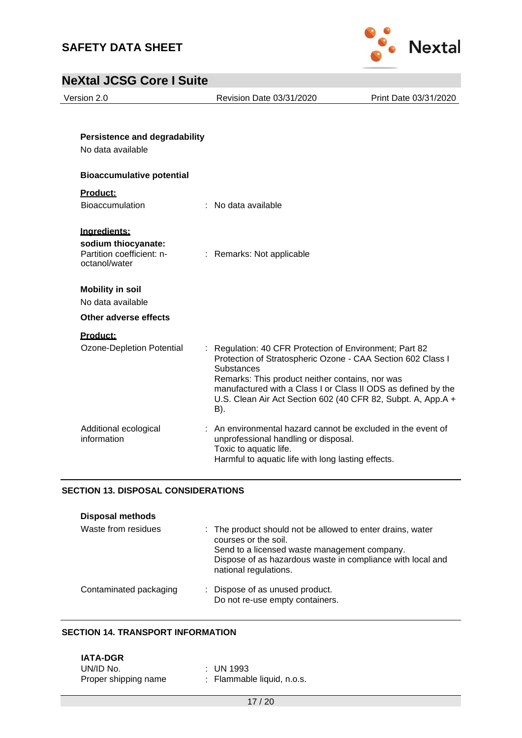**Persistence and degradability**

No data available

**Bioaccumulative potential**

**Product:**

Bioaccumulation : No data available

**Ingredients:**

**sodium thiocyanate:**

Partition coefficient: n-octanol/water : Remarks: Not applicable

**Mobility in soil**

No data available

**Other adverse effects**

**Product:**

Ozone-Depletion Potential : Regulation: 40 CFR Protection of Environment; Part 82 Protection of Stratospheric Ozone - CAA Section 602 Class I Substances
Remarks: This product neither contains, nor was manufactured with a Class I or Class II ODS as defined by the U.S. Clean Air Act Section 602 (40 CFR 82, Subpt. A, App.A + B).

Additional ecological information : An environmental hazard cannot be excluded in the event of unprofessional handling or disposal.
Toxic to aquatic life.
Harmful to aquatic life with long lasting effects.

## SECTION 13. DISPOSAL CONSIDERATIONS

**Disposal methods**

Waste from residues : The product should not be allowed to enter drains, water courses or the soil.
Send to a licensed waste management company.
Dispose of as hazardous waste in compliance with local and national regulations.

Contaminated packaging : Dispose of as unused product.
Do not re-use empty containers.

## SECTION 14. TRANSPORT INFORMATION

**IATA-DGR**

UN/ID No. : UN 1993

Proper shipping name : Flammable liquid, n.o.s.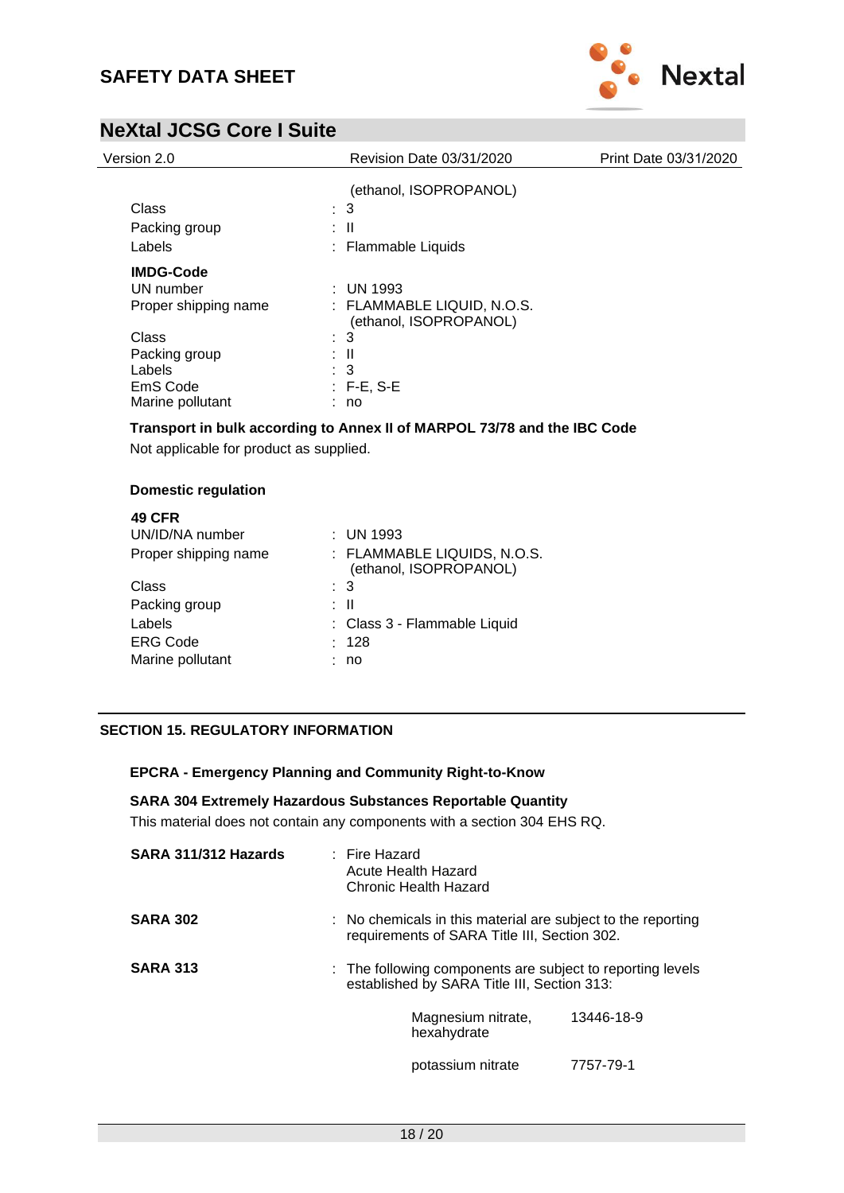(ethanol, ISOPROPANOL)

| | |
|---|---|
| Class | : 3 |
| Packing group | : II |
| Labels | : Flammable Liquids |

**IMDG-Code**

| | |
|---|---|
| UN number | : UN 1993 |
| Proper shipping name | : FLAMMABLE LIQUID, N.O.S. (ethanol, ISOPROPANOL) |
| Class | : 3 |
| Packing group | : II |
| Labels | : 3 |
| EmS Code | : F-E, S-E |
| Marine pollutant | : no |

**Transport in bulk according to Annex II of MARPOL 73/78 and the IBC Code**

Not applicable for product as supplied.

**Domestic regulation**

**49 CFR**

| | |
|---|---|
| UN/ID/NA number | : UN 1993 |
| Proper shipping name | : FLAMMABLE LIQUIDS, N.O.S. (ethanol, ISOPROPANOL) |
| Class | : 3 |
| Packing group | : II |
| Labels | : Class 3 - Flammable Liquid |
| ERG Code | : 128 |
| Marine pollutant | : no |

## SECTION 15. REGULATORY INFORMATION

**EPCRA - Emergency Planning and Community Right-to-Know**

**SARA 304 Extremely Hazardous Substances Reportable Quantity**

This material does not contain any components with a section 304 EHS RQ.

**SARA 311/312 Hazards** : Fire Hazard
Acute Health Hazard
Chronic Health Hazard

**SARA 302** : No chemicals in this material are subject to the reporting requirements of SARA Title III, Section 302.

**SARA 313** : The following components are subject to reporting levels established by SARA Title III, Section 313:

| | |
|---|---|
| Magnesium nitrate, hexahydrate | 13446-18-9 |
| potassium nitrate | 7757-79-1 |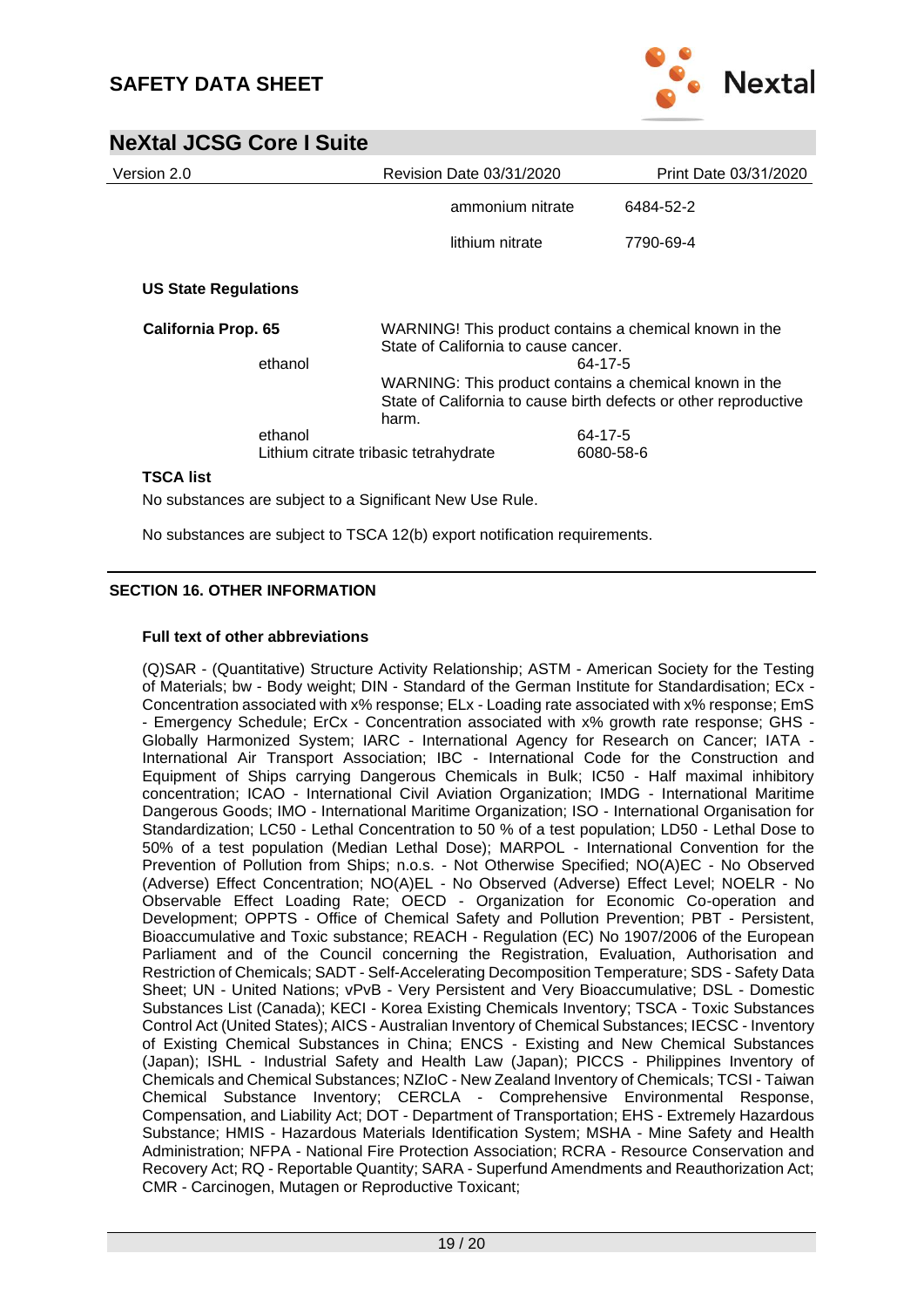| | | |
|---|---|---|
| | ammonium nitrate | 6484-52-2 |
| | lithium nitrate | 7790-69-4 |

**US State Regulations**

**California Prop. 65**

WARNING! This product contains a chemical known in the State of California to cause cancer.

| | |
|---|---|
| ethanol | 64-17-5 |

WARNING: This product contains a chemical known in the State of California to cause birth defects or other reproductive harm.

| | |
|---|---|
| ethanol | 64-17-5 |
| Lithium citrate tribasic tetrahydrate | 6080-58-6 |

**TSCA list**

No substances are subject to a Significant New Use Rule.

No substances are subject to TSCA 12(b) export notification requirements.

## SECTION 16. OTHER INFORMATION

**Full text of other abbreviations**

(Q)SAR - (Quantitative) Structure Activity Relationship; ASTM - American Society for the Testing of Materials; bw - Body weight; DIN - Standard of the German Institute for Standardisation; ECx - Concentration associated with x% response; ELx - Loading rate associated with x% response; EmS - Emergency Schedule; ErCx - Concentration associated with x% growth rate response; GHS - Globally Harmonized System; IARC - International Agency for Research on Cancer; IATA - International Air Transport Association; IBC - International Code for the Construction and Equipment of Ships carrying Dangerous Chemicals in Bulk; IC50 - Half maximal inhibitory concentration; ICAO - International Civil Aviation Organization; IMDG - International Maritime Dangerous Goods; IMO - International Maritime Organization; ISO - International Organisation for Standardization; LC50 - Lethal Concentration to 50 % of a test population; LD50 - Lethal Dose to 50% of a test population (Median Lethal Dose); MARPOL - International Convention for the Prevention of Pollution from Ships; n.o.s. - Not Otherwise Specified; NO(A)EC - No Observed (Adverse) Effect Concentration; NO(A)EL - No Observed (Adverse) Effect Level; NOELR - No Observable Effect Loading Rate; OECD - Organization for Economic Co-operation and Development; OPPTS - Office of Chemical Safety and Pollution Prevention; PBT - Persistent, Bioaccumulative and Toxic substance; REACH - Regulation (EC) No 1907/2006 of the European Parliament and of the Council concerning the Registration, Evaluation, Authorisation and Restriction of Chemicals; SADT - Self-Accelerating Decomposition Temperature; SDS - Safety Data Sheet; UN - United Nations; vPvB - Very Persistent and Very Bioaccumulative; DSL - Domestic Substances List (Canada); KECI - Korea Existing Chemicals Inventory; TSCA - Toxic Substances Control Act (United States); AICS - Australian Inventory of Chemical Substances; IECSC - Inventory of Existing Chemical Substances in China; ENCS - Existing and New Chemical Substances (Japan); ISHL - Industrial Safety and Health Law (Japan); PICCS - Philippines Inventory of Chemicals and Chemical Substances; NZIoC - New Zealand Inventory of Chemicals; TCSI - Taiwan Chemical Substance Inventory; CERCLA - Comprehensive Environmental Response, Compensation, and Liability Act; DOT - Department of Transportation; EHS - Extremely Hazardous Substance; HMIS - Hazardous Materials Identification System; MSHA - Mine Safety and Health Administration; NFPA - National Fire Protection Association; RCRA - Resource Conservation and Recovery Act; RQ - Reportable Quantity; SARA - Superfund Amendments and Reauthorization Act; CMR - Carcinogen, Mutagen or Reproductive Toxicant;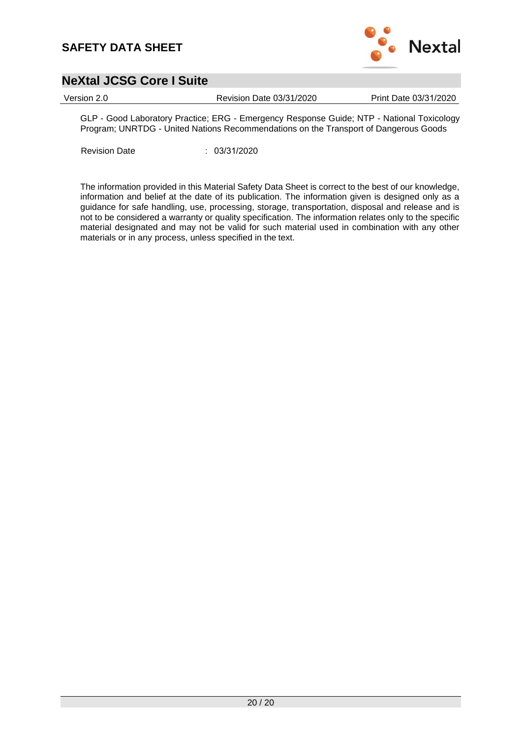GLP - Good Laboratory Practice; ERG - Emergency Response Guide; NTP - National Toxicology Program; UNRTDG - United Nations Recommendations on the Transport of Dangerous Goods

Revision Date : 03/31/2020

The information provided in this Material Safety Data Sheet is correct to the best of our knowledge, information and belief at the date of its publication. The information given is designed only as a guidance for safe handling, use, processing, storage, transportation, disposal and release and is not to be considered a warranty or quality specification. The information relates only to the specific material designated and may not be valid for such material used in combination with any other materials or in any process, unless specified in the text.